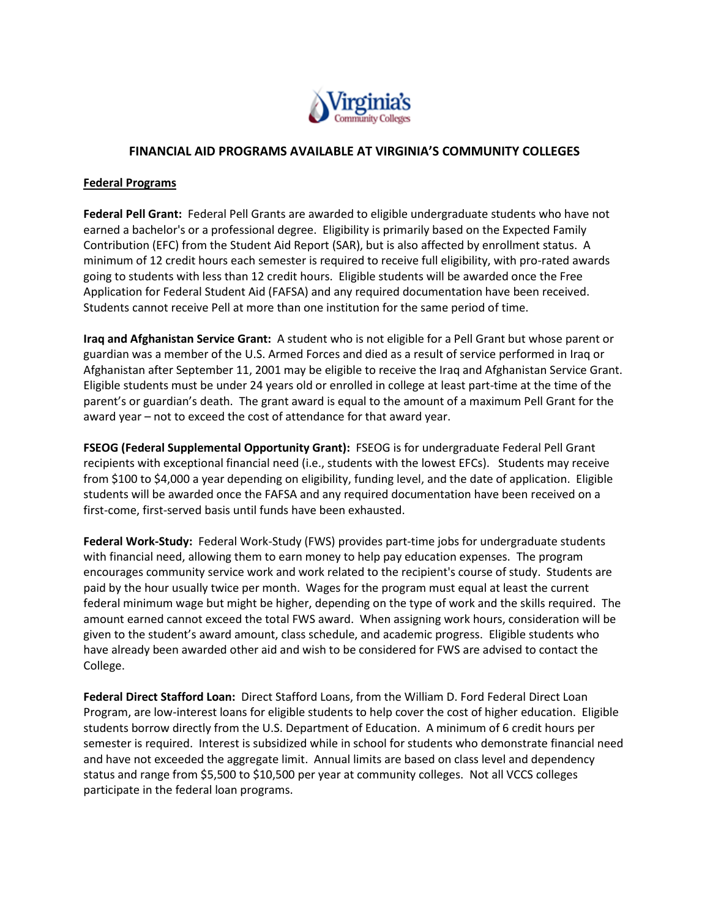# FINANCIAL AID PROGRAMS AVAILABLE AT VIRGINIA'S COMMUNITY COLLEGES

## Federal Programs

**Federal Pell Grant:** Federal Pell Grants are awarded to eligible undergraduate students who have not earned a bachelor's or a professional degree. Eligibility is primarily based on the Expected Family Contribution (EFC) from the Student Aid Report (SAR), but is also affected by enrollment status. A minimum of 12 credit hours each semester is required to receive full eligibility, with pro-rated awards going to students with less than 12 credit hours. Eligible students will be awarded once the Free Application for Federal Student Aid (FAFSA) and any required documentation have been received. Students cannot receive Pell at more than one institution for the same period of time.

**Iraq and Afghanistan Service Grant:** A student who is not eligible for a Pell Grant but whose parent or guardian was a member of the U.S. Armed Forces and died as a result of service performed in Iraq or Afghanistan after September 11, 2001 may be eligible to receive the Iraq and Afghanistan Service Grant. Eligible students must be under 24 years old or enrolled in college at least part-time at the time of the parent's or guardian's death. The grant award is equal to the amount of a maximum Pell Grant for the award year – not to exceed the cost of attendance for that award year.

**FSEOG (Federal Supplemental Opportunity Grant):** FSEOG is for undergraduate Federal Pell Grant recipients with exceptional financial need (i.e., students with the lowest EFCs). Students may receive from $100 to $4,000 a year depending on eligibility, funding level, and the date of application. Eligible students will be awarded once the FAFSA and any required documentation have been received on a first-come, first-served basis until funds have been exhausted.

**Federal Work-Study:** Federal Work-Study (FWS) provides part-time jobs for undergraduate students with financial need, allowing them to earn money to help pay education expenses. The program encourages community service work and work related to the recipient's course of study. Students are paid by the hour usually twice per month. Wages for the program must equal at least the current federal minimum wage but might be higher, depending on the type of work and the skills required. The amount earned cannot exceed the total FWS award. When assigning work hours, consideration will be given to the student's award amount, class schedule, and academic progress. Eligible students who have already been awarded other aid and wish to be considered for FWS are advised to contact the College.

**Federal Direct Stafford Loan:** Direct Stafford Loans, from the William D. Ford Federal Direct Loan Program, are low-interest loans for eligible students to help cover the cost of higher education. Eligible students borrow directly from the U.S. Department of Education. A minimum of 6 credit hours per semester is required. Interest is subsidized while in school for students who demonstrate financial need and have not exceeded the aggregate limit. Annual limits are based on class level and dependency status and range from $5,500 to $10,500 per year at community colleges. Not all VCCS colleges participate in the federal loan programs.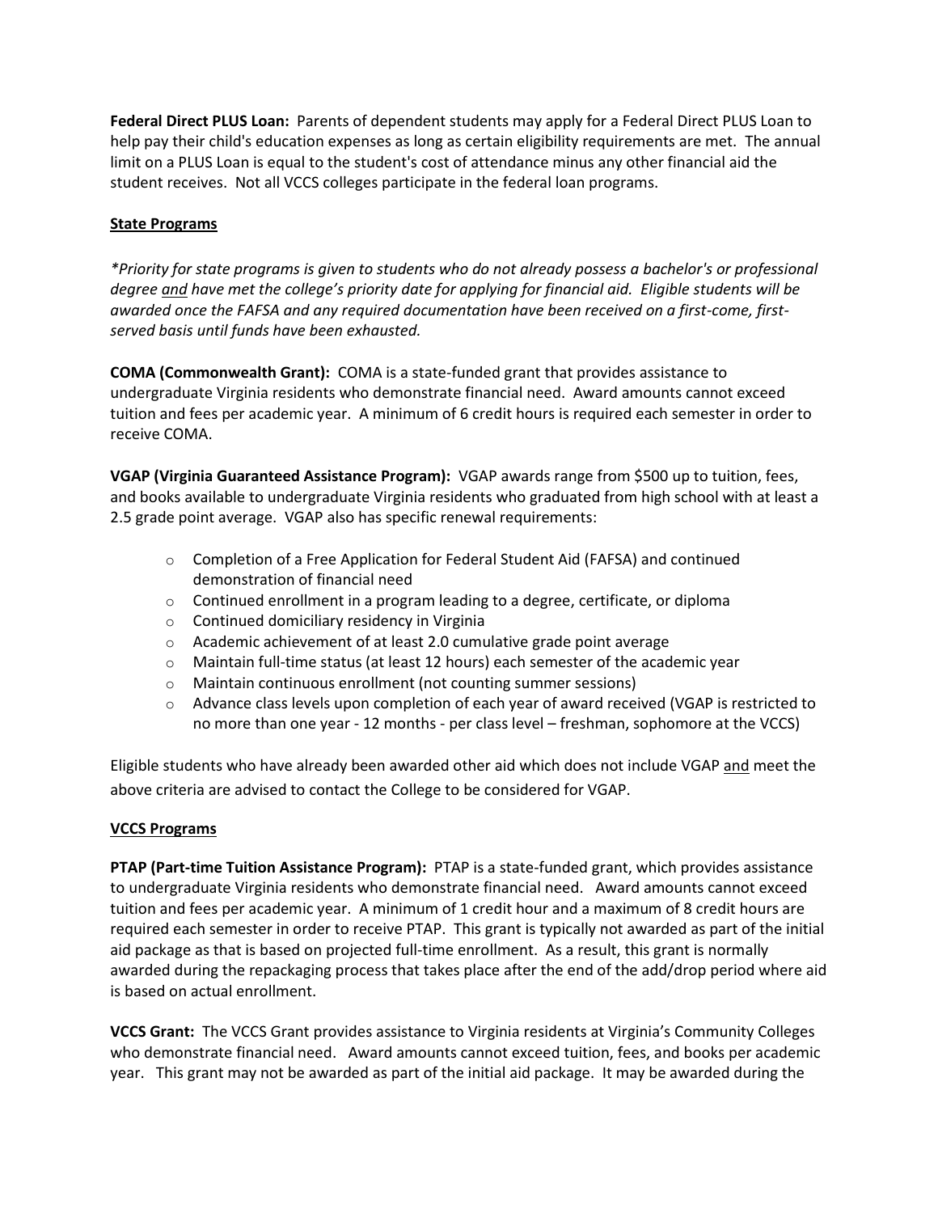**Federal Direct PLUS Loan:** Parents of dependent students may apply for a Federal Direct PLUS Loan to help pay their child's education expenses as long as certain eligibility requirements are met. The annual limit on a PLUS Loan is equal to the student's cost of attendance minus any other financial aid the student receives. Not all VCCS colleges participate in the federal loan programs.

## State Programs

*\*Priority for state programs is given to students who do not already possess a bachelor's or professional degree and have met the college's priority date for applying for financial aid. Eligible students will be awarded once the FAFSA and any required documentation have been received on a first-come, first-served basis until funds have been exhausted.*

**COMA (Commonwealth Grant):** COMA is a state-funded grant that provides assistance to undergraduate Virginia residents who demonstrate financial need. Award amounts cannot exceed tuition and fees per academic year. A minimum of 6 credit hours is required each semester in order to receive COMA.

**VGAP (Virginia Guaranteed Assistance Program):** VGAP awards range from $500 up to tuition, fees, and books available to undergraduate Virginia residents who graduated from high school with at least a 2.5 grade point average. VGAP also has specific renewal requirements:

- Completion of a Free Application for Federal Student Aid (FAFSA) and continued demonstration of financial need
- Continued enrollment in a program leading to a degree, certificate, or diploma
- Continued domiciliary residency in Virginia
- Academic achievement of at least 2.0 cumulative grade point average
- Maintain full-time status (at least 12 hours) each semester of the academic year
- Maintain continuous enrollment (not counting summer sessions)
- Advance class levels upon completion of each year of award received (VGAP is restricted to no more than one year - 12 months - per class level – freshman, sophomore at the VCCS)

Eligible students who have already been awarded other aid which does not include VGAP and meet the above criteria are advised to contact the College to be considered for VGAP.

## VCCS Programs

**PTAP (Part-time Tuition Assistance Program):** PTAP is a state-funded grant, which provides assistance to undergraduate Virginia residents who demonstrate financial need. Award amounts cannot exceed tuition and fees per academic year. A minimum of 1 credit hour and a maximum of 8 credit hours are required each semester in order to receive PTAP. This grant is typically not awarded as part of the initial aid package as that is based on projected full-time enrollment. As a result, this grant is normally awarded during the repackaging process that takes place after the end of the add/drop period where aid is based on actual enrollment.

**VCCS Grant:** The VCCS Grant provides assistance to Virginia residents at Virginia's Community Colleges who demonstrate financial need. Award amounts cannot exceed tuition, fees, and books per academic year. This grant may not be awarded as part of the initial aid package. It may be awarded during the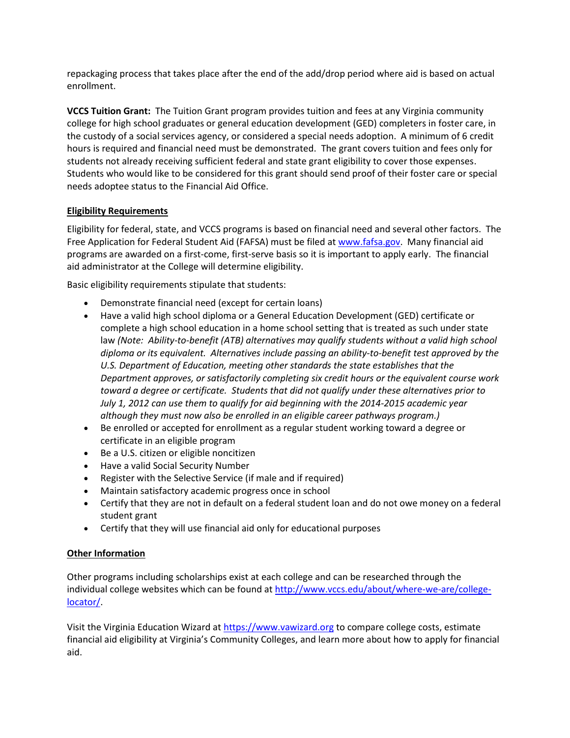repackaging process that takes place after the end of the add/drop period where aid is based on actual enrollment.

**VCCS Tuition Grant:** The Tuition Grant program provides tuition and fees at any Virginia community college for high school graduates or general education development (GED) completers in foster care, in the custody of a social services agency, or considered a special needs adoption. A minimum of 6 credit hours is required and financial need must be demonstrated. The grant covers tuition and fees only for students not already receiving sufficient federal and state grant eligibility to cover those expenses. Students who would like to be considered for this grant should send proof of their foster care or special needs adoptee status to the Financial Aid Office.

## Eligibility Requirements

Eligibility for federal, state, and VCCS programs is based on financial need and several other factors. The Free Application for Federal Student Aid (FAFSA) must be filed at [www.fafsa.gov](http://www.fafsa.gov). Many financial aid programs are awarded on a first-come, first-serve basis so it is important to apply early. The financial aid administrator at the College will determine eligibility.

Basic eligibility requirements stipulate that students:

- Demonstrate financial need (except for certain loans)
- Have a valid high school diploma or a General Education Development (GED) certificate or complete a high school education in a home school setting that is treated as such under state law *(Note: Ability-to-benefit (ATB) alternatives may qualify students without a valid high school diploma or its equivalent. Alternatives include passing an ability-to-benefit test approved by the U.S. Department of Education, meeting other standards the state establishes that the Department approves, or satisfactorily completing six credit hours or the equivalent course work toward a degree or certificate. Students that did not qualify under these alternatives prior to July 1, 2012 can use them to qualify for aid beginning with the 2014-2015 academic year although they must now also be enrolled in an eligible career pathways program.)*
- Be enrolled or accepted for enrollment as a regular student working toward a degree or certificate in an eligible program
- Be a U.S. citizen or eligible noncitizen
- Have a valid Social Security Number
- Register with the Selective Service (if male and if required)
- Maintain satisfactory academic progress once in school
- Certify that they are not in default on a federal student loan and do not owe money on a federal student grant
- Certify that they will use financial aid only for educational purposes

## Other Information

Other programs including scholarships exist at each college and can be researched through the individual college websites which can be found at [http://www.vccs.edu/about/where-we-are/college-locator/](http://www.vccs.edu/about/where-we-are/college-locator/).

Visit the Virginia Education Wizard at [https://www.vawizard.org](https://www.vawizard.org) to compare college costs, estimate financial aid eligibility at Virginia's Community Colleges, and learn more about how to apply for financial aid.